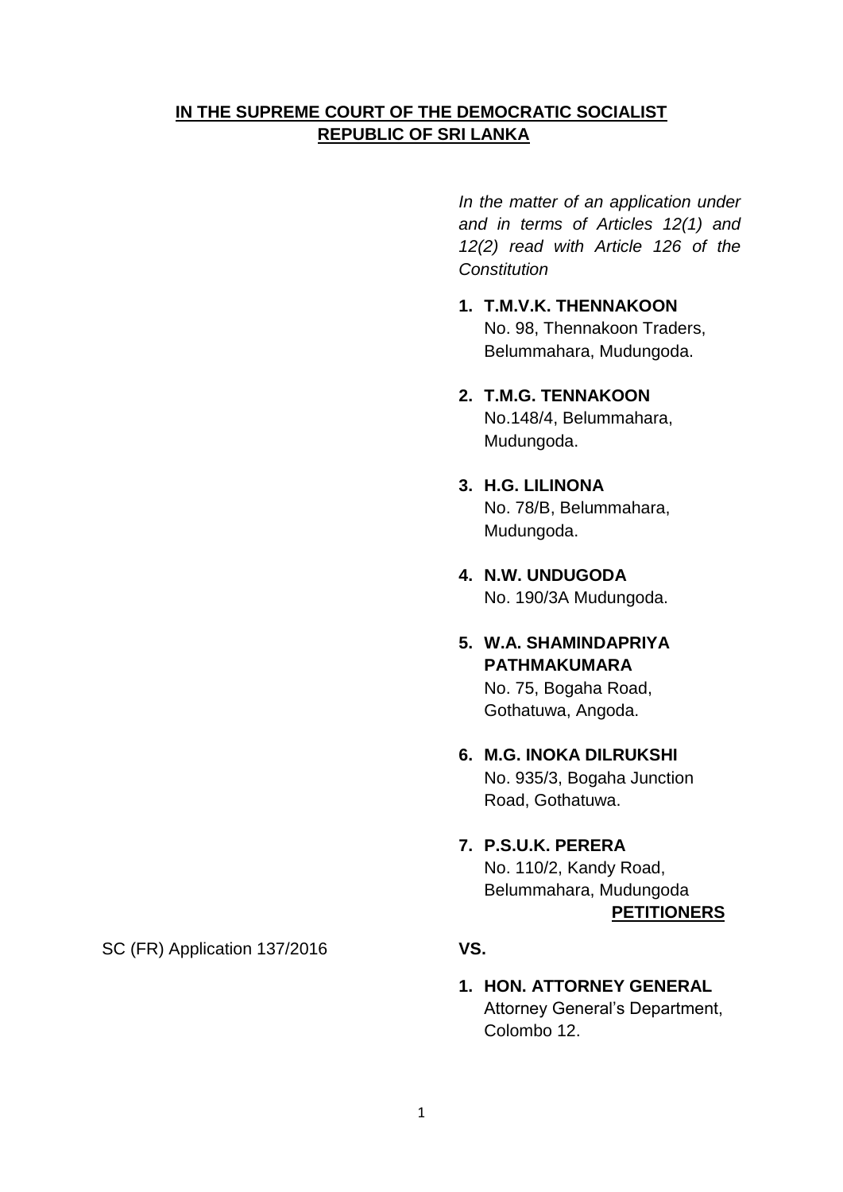**IN THE SUPREME COURT OF THE DEMOCRATIC SOCIALIST REPUBLIC OF SRI LANKA**

*In the matter of an application under and in terms of Articles 12(1) and 12(2) read with Article 126 of the Constitution*

1. **T.M.V.K. THENNAKOON**
   No. 98, Thennakoon Traders,
   Belummahara, Mudungoda.

2. **T.M.G. TENNAKOON**
   No.148/4, Belummahara,
   Mudungoda.

3. **H.G. LILINONA**
   No. 78/B, Belummahara,
   Mudungoda.

4. **N.W. UNDUGODA**
   No. 190/3A Mudungoda.

5. **W.A. SHAMINDAPRIYA PATHMAKUMARA**
   No. 75, Bogaha Road,
   Gothatuwa, Angoda.

6. **M.G. INOKA DILRUKSHI**
   No. 935/3, Bogaha Junction
   Road, Gothatuwa.

7. **P.S.U.K. PERERA**
   No. 110/2, Kandy Road,
   Belummahara, Mudungoda

**PETITIONERS**

SC (FR) Application 137/2016

**VS.**

1. **HON. ATTORNEY GENERAL**
   Attorney General's Department,
   Colombo 12.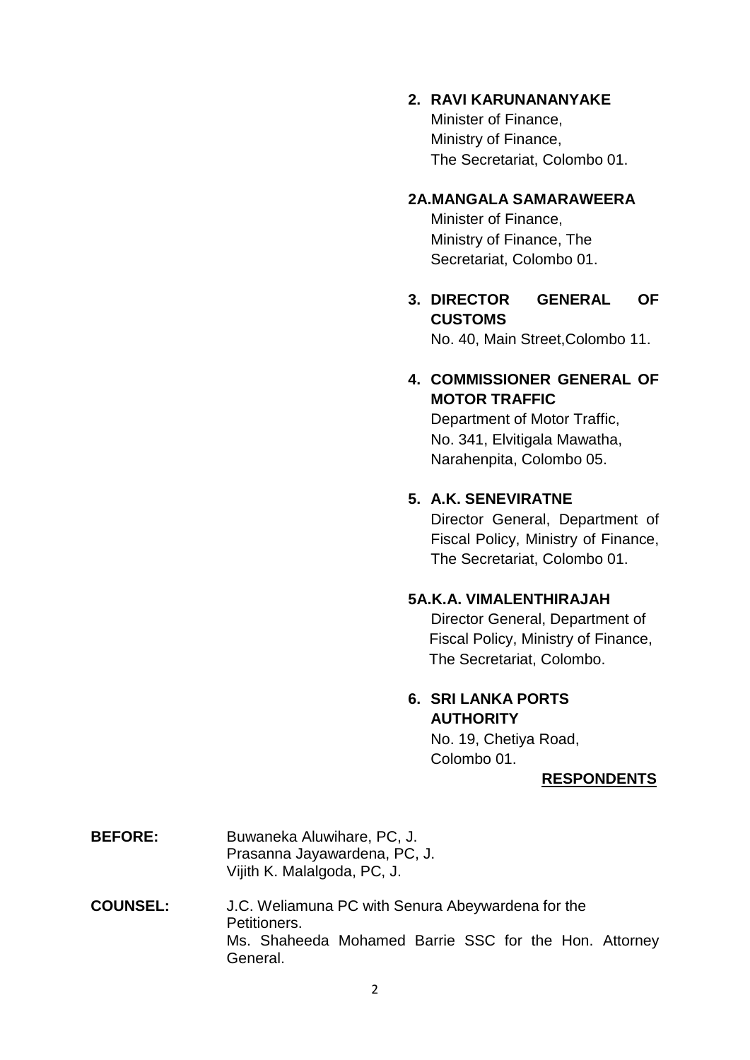**2. RAVI KARUNANANYAKE**
Minister of Finance,
Ministry of Finance,
The Secretariat, Colombo 01.

**2A.MANGALA SAMARAWEERA**
Minister of Finance,
Ministry of Finance, The
Secretariat, Colombo 01.

**3. DIRECTOR GENERAL OF CUSTOMS**
No. 40, Main Street,Colombo 11.

**4. COMMISSIONER GENERAL OF MOTOR TRAFFIC**
Department of Motor Traffic,
No. 341, Elvitigala Mawatha,
Narahenpita, Colombo 05.

**5. A.K. SENEVIRATNE**
Director General, Department of Fiscal Policy, Ministry of Finance, The Secretariat, Colombo 01.

**5A.K.A. VIMALENTHIRAJAH**
Director General, Department of Fiscal Policy, Ministry of Finance, The Secretariat, Colombo.

**6. SRI LANKA PORTS AUTHORITY**
No. 19, Chetiya Road,
Colombo 01.

**RESPONDENTS**

**BEFORE:** Buwaneka Aluwihare, PC, J.
Prasanna Jayawardena, PC, J.
Vijith K. Malalgoda, PC, J.

**COUNSEL:** J.C. Weliamuna PC with Senura Abeywardena for the Petitioners.
Ms. Shaheeda Mohamed Barrie SSC for the Hon. Attorney General.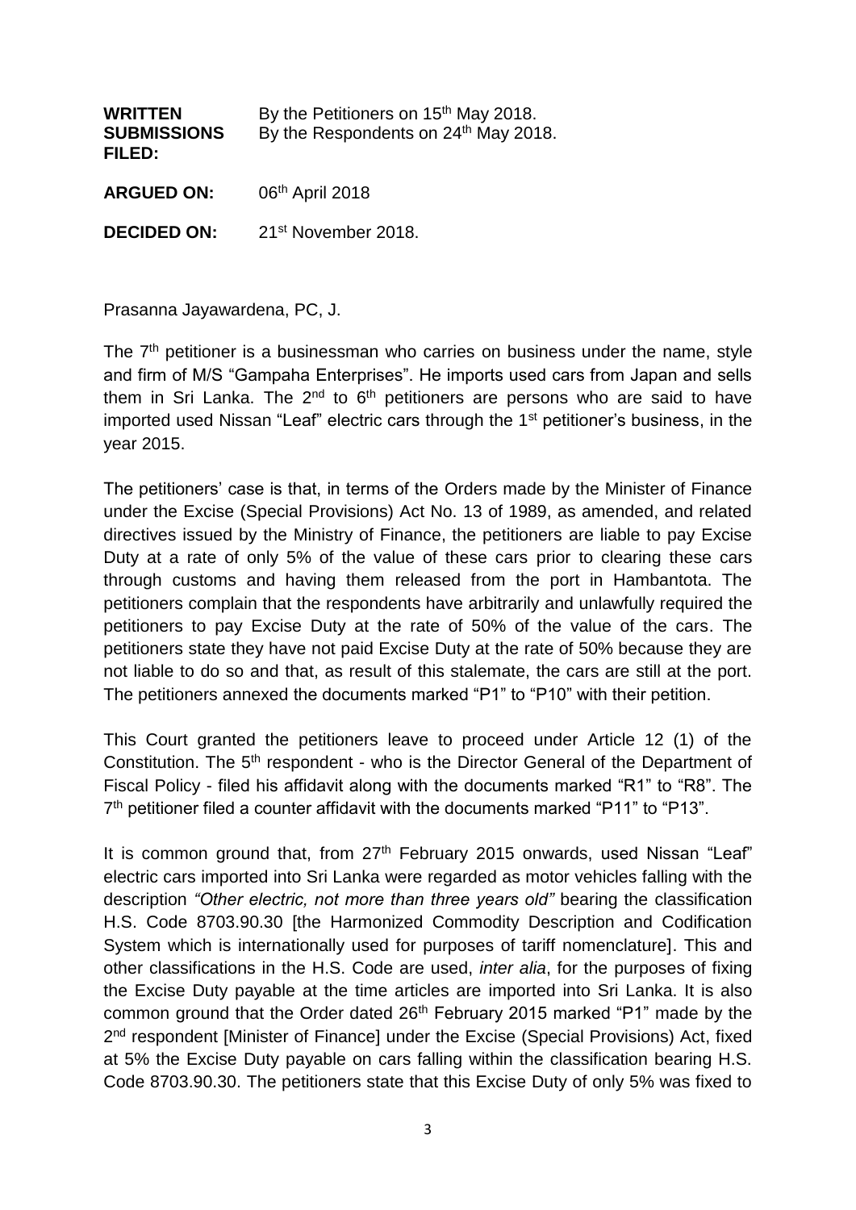| | |
|---|---|
| **WRITTEN SUBMISSIONS FILED:** | By the Petitioners on 15th May 2018. By the Respondents on 24th May 2018. |
| **ARGUED ON:** | 06th April 2018 |
| **DECIDED ON:** | 21st November 2018. |

Prasanna Jayawardena, PC, J.

The 7th petitioner is a businessman who carries on business under the name, style and firm of M/S "Gampaha Enterprises". He imports used cars from Japan and sells them in Sri Lanka. The 2nd to 6th petitioners are persons who are said to have imported used Nissan "Leaf" electric cars through the 1st petitioner's business, in the year 2015.

The petitioners' case is that, in terms of the Orders made by the Minister of Finance under the Excise (Special Provisions) Act No. 13 of 1989, as amended, and related directives issued by the Ministry of Finance, the petitioners are liable to pay Excise Duty at a rate of only 5% of the value of these cars prior to clearing these cars through customs and having them released from the port in Hambantota. The petitioners complain that the respondents have arbitrarily and unlawfully required the petitioners to pay Excise Duty at the rate of 50% of the value of the cars. The petitioners state they have not paid Excise Duty at the rate of 50% because they are not liable to do so and that, as result of this stalemate, the cars are still at the port. The petitioners annexed the documents marked "P1" to "P10" with their petition.

This Court granted the petitioners leave to proceed under Article 12 (1) of the Constitution. The 5th respondent - who is the Director General of the Department of Fiscal Policy - filed his affidavit along with the documents marked "R1" to "R8". The 7th petitioner filed a counter affidavit with the documents marked "P11" to "P13".

It is common ground that, from 27th February 2015 onwards, used Nissan "Leaf" electric cars imported into Sri Lanka were regarded as motor vehicles falling with the description *"Other electric, not more than three years old"* bearing the classification H.S. Code 8703.90.30 [the Harmonized Commodity Description and Codification System which is internationally used for purposes of tariff nomenclature]. This and other classifications in the H.S. Code are used, *inter alia*, for the purposes of fixing the Excise Duty payable at the time articles are imported into Sri Lanka. It is also common ground that the Order dated 26th February 2015 marked "P1" made by the 2nd respondent [Minister of Finance] under the Excise (Special Provisions) Act, fixed at 5% the Excise Duty payable on cars falling within the classification bearing H.S. Code 8703.90.30. The petitioners state that this Excise Duty of only 5% was fixed to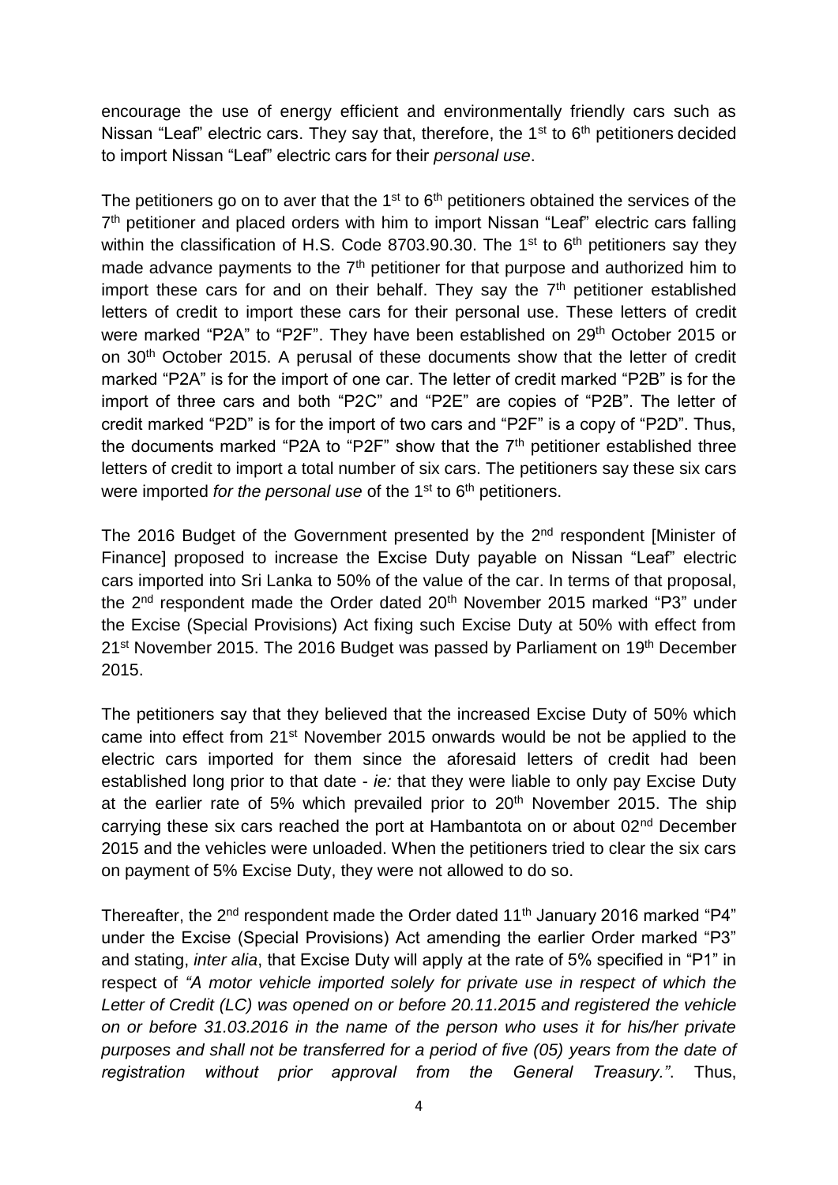encourage the use of energy efficient and environmentally friendly cars such as Nissan "Leaf" electric cars. They say that, therefore, the 1st to 6th petitioners decided to import Nissan "Leaf" electric cars for their *personal use*.

The petitioners go on to aver that the 1st to 6th petitioners obtained the services of the 7th petitioner and placed orders with him to import Nissan "Leaf" electric cars falling within the classification of H.S. Code 8703.90.30. The 1st to 6th petitioners say they made advance payments to the 7th petitioner for that purpose and authorized him to import these cars for and on their behalf. They say the 7th petitioner established letters of credit to import these cars for their personal use. These letters of credit were marked "P2A" to "P2F". They have been established on 29th October 2015 or on 30th October 2015. A perusal of these documents show that the letter of credit marked "P2A" is for the import of one car. The letter of credit marked "P2B" is for the import of three cars and both "P2C" and "P2E" are copies of "P2B". The letter of credit marked "P2D" is for the import of two cars and "P2F" is a copy of "P2D". Thus, the documents marked "P2A to "P2F" show that the 7th petitioner established three letters of credit to import a total number of six cars. The petitioners say these six cars were imported *for the personal use* of the 1st to 6th petitioners.

The 2016 Budget of the Government presented by the 2nd respondent [Minister of Finance] proposed to increase the Excise Duty payable on Nissan "Leaf" electric cars imported into Sri Lanka to 50% of the value of the car. In terms of that proposal, the 2nd respondent made the Order dated 20th November 2015 marked "P3" under the Excise (Special Provisions) Act fixing such Excise Duty at 50% with effect from 21st November 2015. The 2016 Budget was passed by Parliament on 19th December 2015.

The petitioners say that they believed that the increased Excise Duty of 50% which came into effect from 21st November 2015 onwards would be not be applied to the electric cars imported for them since the aforesaid letters of credit had been established long prior to that date - *ie:* that they were liable to only pay Excise Duty at the earlier rate of 5% which prevailed prior to 20th November 2015. The ship carrying these six cars reached the port at Hambantota on or about 02nd December 2015 and the vehicles were unloaded. When the petitioners tried to clear the six cars on payment of 5% Excise Duty, they were not allowed to do so.

Thereafter, the 2nd respondent made the Order dated 11th January 2016 marked "P4" under the Excise (Special Provisions) Act amending the earlier Order marked "P3" and stating, *inter alia*, that Excise Duty will apply at the rate of 5% specified in "P1" in respect of *"A motor vehicle imported solely for private use in respect of which the Letter of Credit (LC) was opened on or before 20.11.2015 and registered the vehicle on or before 31.03.2016 in the name of the person who uses it for his/her private purposes and shall not be transferred for a period of five (05) years from the date of registration without prior approval from the General Treasury."*. Thus,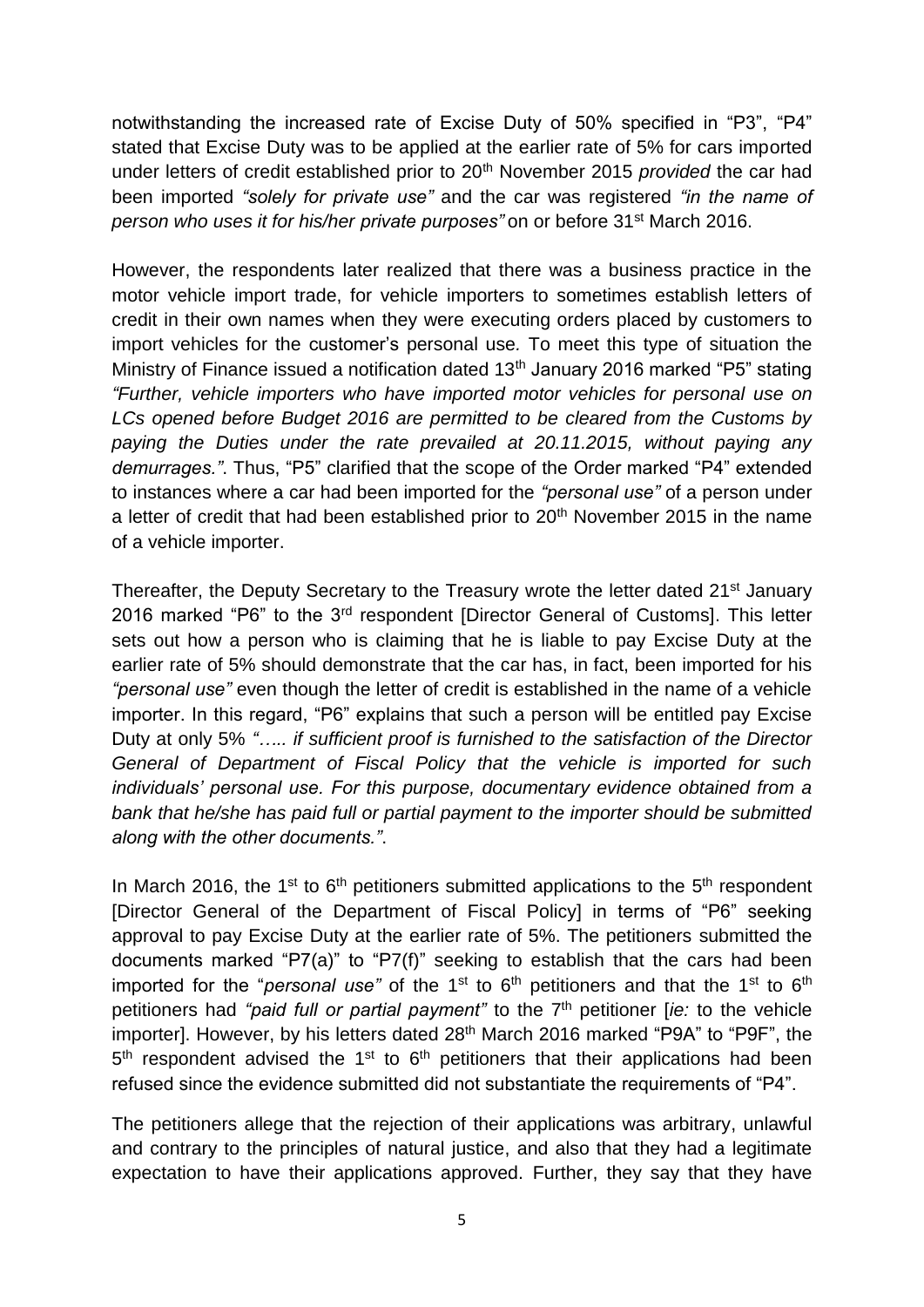notwithstanding the increased rate of Excise Duty of 50% specified in "P3", "P4" stated that Excise Duty was to be applied at the earlier rate of 5% for cars imported under letters of credit established prior to 20th November 2015 *provided* the car had been imported *"solely for private use"* and the car was registered *"in the name of person who uses it for his/her private purposes"* on or before 31st March 2016.

However, the respondents later realized that there was a business practice in the motor vehicle import trade, for vehicle importers to sometimes establish letters of credit in their own names when they were executing orders placed by customers to import vehicles for the customer's personal use. To meet this type of situation the Ministry of Finance issued a notification dated 13th January 2016 marked "P5" stating *"Further, vehicle importers who have imported motor vehicles for personal use on LCs opened before Budget 2016 are permitted to be cleared from the Customs by paying the Duties under the rate prevailed at 20.11.2015, without paying any demurrages."*. Thus, "P5" clarified that the scope of the Order marked "P4" extended to instances where a car had been imported for the *"personal use"* of a person under a letter of credit that had been established prior to 20th November 2015 in the name of a vehicle importer.

Thereafter, the Deputy Secretary to the Treasury wrote the letter dated 21st January 2016 marked "P6" to the 3rd respondent [Director General of Customs]. This letter sets out how a person who is claiming that he is liable to pay Excise Duty at the earlier rate of 5% should demonstrate that the car has, in fact, been imported for his *"personal use"* even though the letter of credit is established in the name of a vehicle importer. In this regard, "P6" explains that such a person will be entitled pay Excise Duty at only 5% *"….. if sufficient proof is furnished to the satisfaction of the Director General of Department of Fiscal Policy that the vehicle is imported for such individuals' personal use. For this purpose, documentary evidence obtained from a bank that he/she has paid full or partial payment to the importer should be submitted along with the other documents."*.

In March 2016, the 1st to 6th petitioners submitted applications to the 5th respondent [Director General of the Department of Fiscal Policy] in terms of "P6" seeking approval to pay Excise Duty at the earlier rate of 5%. The petitioners submitted the documents marked "P7(a)" to "P7(f)" seeking to establish that the cars had been imported for the "*personal use"* of the 1st to 6th petitioners and that the 1st to 6th petitioners had *"paid full or partial payment"* to the 7th petitioner [*ie:* to the vehicle importer]. However, by his letters dated 28th March 2016 marked "P9A" to "P9F", the 5th respondent advised the 1st to 6th petitioners that their applications had been refused since the evidence submitted did not substantiate the requirements of "P4".

The petitioners allege that the rejection of their applications was arbitrary, unlawful and contrary to the principles of natural justice, and also that they had a legitimate expectation to have their applications approved. Further, they say that they have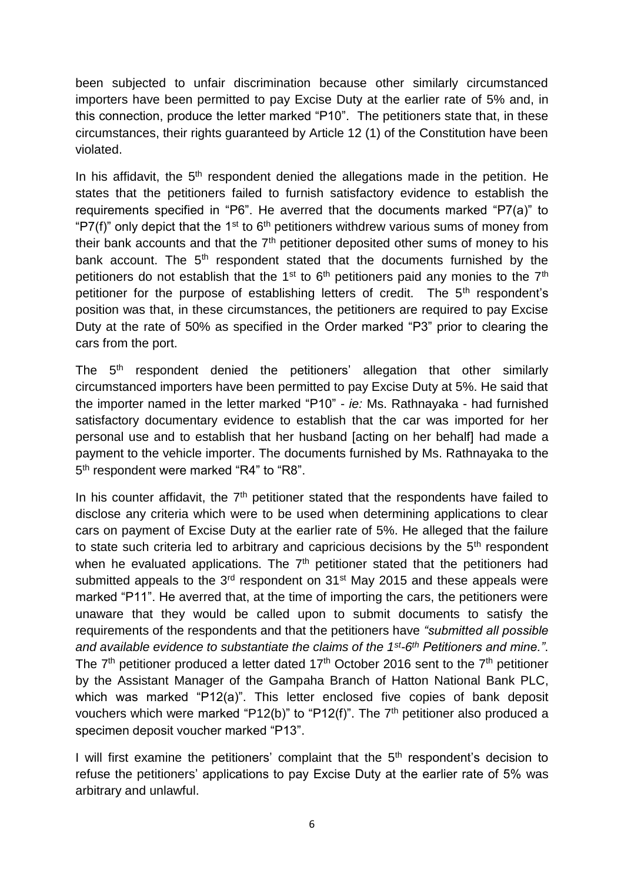been subjected to unfair discrimination because other similarly circumstanced importers have been permitted to pay Excise Duty at the earlier rate of 5% and, in this connection, produce the letter marked "P10". The petitioners state that, in these circumstances, their rights guaranteed by Article 12 (1) of the Constitution have been violated.

In his affidavit, the 5th respondent denied the allegations made in the petition. He states that the petitioners failed to furnish satisfactory evidence to establish the requirements specified in "P6". He averred that the documents marked "P7(a)" to "P7(f)" only depict that the 1st to 6th petitioners withdrew various sums of money from their bank accounts and that the 7th petitioner deposited other sums of money to his bank account. The 5th respondent stated that the documents furnished by the petitioners do not establish that the 1st to 6th petitioners paid any monies to the 7th petitioner for the purpose of establishing letters of credit. The 5th respondent's position was that, in these circumstances, the petitioners are required to pay Excise Duty at the rate of 50% as specified in the Order marked "P3" prior to clearing the cars from the port.

The 5th respondent denied the petitioners' allegation that other similarly circumstanced importers have been permitted to pay Excise Duty at 5%. He said that the importer named in the letter marked "P10" - *ie:* Ms. Rathnayaka - had furnished satisfactory documentary evidence to establish that the car was imported for her personal use and to establish that her husband [acting on her behalf] had made a payment to the vehicle importer. The documents furnished by Ms. Rathnayaka to the 5th respondent were marked "R4" to "R8".

In his counter affidavit, the 7th petitioner stated that the respondents have failed to disclose any criteria which were to be used when determining applications to clear cars on payment of Excise Duty at the earlier rate of 5%. He alleged that the failure to state such criteria led to arbitrary and capricious decisions by the 5th respondent when he evaluated applications. The 7th petitioner stated that the petitioners had submitted appeals to the 3rd respondent on 31st May 2015 and these appeals were marked "P11". He averred that, at the time of importing the cars, the petitioners were unaware that they would be called upon to submit documents to satisfy the requirements of the respondents and that the petitioners have *"submitted all possible and available evidence to substantiate the claims of the 1st-6th Petitioners and mine."*. The 7th petitioner produced a letter dated 17th October 2016 sent to the 7th petitioner by the Assistant Manager of the Gampaha Branch of Hatton National Bank PLC, which was marked "P12(a)". This letter enclosed five copies of bank deposit vouchers which were marked "P12(b)" to "P12(f)". The 7th petitioner also produced a specimen deposit voucher marked "P13".

I will first examine the petitioners' complaint that the 5th respondent's decision to refuse the petitioners' applications to pay Excise Duty at the earlier rate of 5% was arbitrary and unlawful.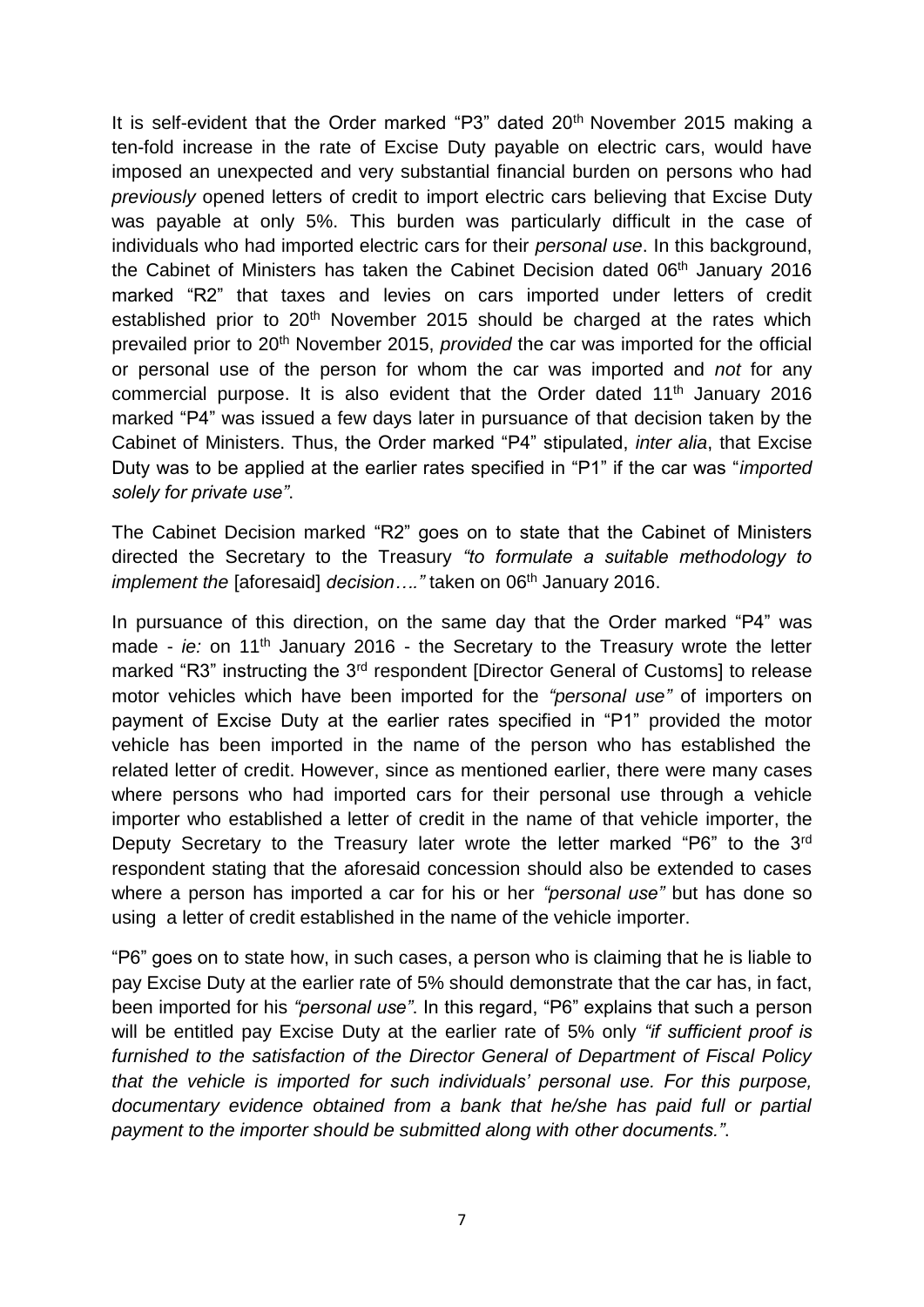It is self-evident that the Order marked "P3" dated 20th November 2015 making a ten-fold increase in the rate of Excise Duty payable on electric cars, would have imposed an unexpected and very substantial financial burden on persons who had *previously* opened letters of credit to import electric cars believing that Excise Duty was payable at only 5%. This burden was particularly difficult in the case of individuals who had imported electric cars for their *personal use*. In this background, the Cabinet of Ministers has taken the Cabinet Decision dated 06th January 2016 marked "R2" that taxes and levies on cars imported under letters of credit established prior to 20th November 2015 should be charged at the rates which prevailed prior to 20th November 2015, *provided* the car was imported for the official or personal use of the person for whom the car was imported and *not* for any commercial purpose. It is also evident that the Order dated 11th January 2016 marked "P4" was issued a few days later in pursuance of that decision taken by the Cabinet of Ministers. Thus, the Order marked "P4" stipulated, *inter alia*, that Excise Duty was to be applied at the earlier rates specified in "P1" if the car was "*imported solely for private use"*.

The Cabinet Decision marked "R2" goes on to state that the Cabinet of Ministers directed the Secretary to the Treasury *"to formulate a suitable methodology to implement the* [aforesaid] *decision…."* taken on 06th January 2016.

In pursuance of this direction, on the same day that the Order marked "P4" was made - *ie:* on 11th January 2016 - the Secretary to the Treasury wrote the letter marked "R3" instructing the 3rd respondent [Director General of Customs] to release motor vehicles which have been imported for the *"personal use"* of importers on payment of Excise Duty at the earlier rates specified in "P1" provided the motor vehicle has been imported in the name of the person who has established the related letter of credit. However, since as mentioned earlier, there were many cases where persons who had imported cars for their personal use through a vehicle importer who established a letter of credit in the name of that vehicle importer, the Deputy Secretary to the Treasury later wrote the letter marked "P6" to the 3rd respondent stating that the aforesaid concession should also be extended to cases where a person has imported a car for his or her *"personal use"* but has done so using a letter of credit established in the name of the vehicle importer.

"P6" goes on to state how, in such cases, a person who is claiming that he is liable to pay Excise Duty at the earlier rate of 5% should demonstrate that the car has, in fact, been imported for his *"personal use"*. In this regard, "P6" explains that such a person will be entitled pay Excise Duty at the earlier rate of 5% only *"if sufficient proof is furnished to the satisfaction of the Director General of Department of Fiscal Policy that the vehicle is imported for such individuals' personal use. For this purpose, documentary evidence obtained from a bank that he/she has paid full or partial payment to the importer should be submitted along with other documents."*.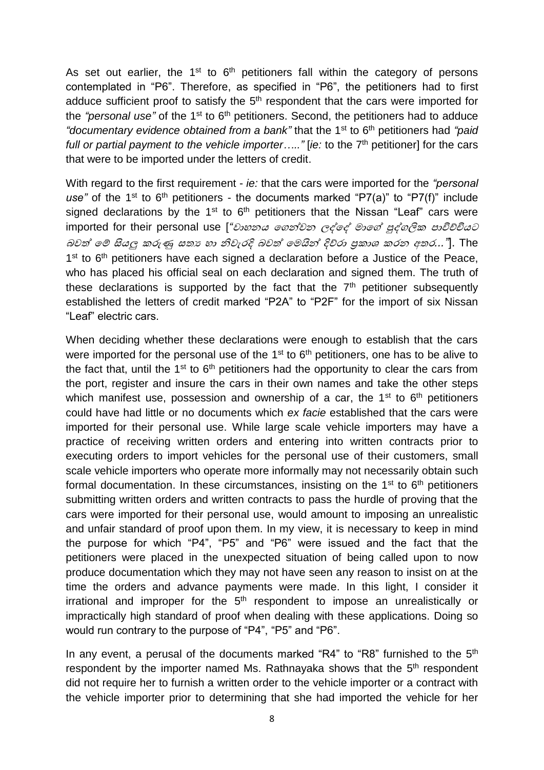As set out earlier, the 1st to 6th petitioners fall within the category of persons contemplated in "P6". Therefore, as specified in "P6", the petitioners had to first adduce sufficient proof to satisfy the 5th respondent that the cars were imported for the *"personal use"* of the 1st to 6th petitioners. Second, the petitioners had to adduce *"documentary evidence obtained from a bank"* that the 1st to 6th petitioners had *"paid full or partial payment to the vehicle importer….."* [*ie:* to the 7th petitioner] for the cars that were to be imported under the letters of credit.

With regard to the first requirement - *ie:* that the cars were imported for the *"personal use"* of the 1st to 6th petitioners - the documents marked "P7(a)" to "P7(f)" include signed declarations by the 1st to 6th petitioners that the Nissan "Leaf" cars were imported for their personal use [*"වාහනය ගෙන්වන ලද්දේ මාගේ පුද්ගලික පාවිච්චියට බවත් මේ සියලු කරුණු සත්‍ය හා නිවැරදි බවත් මෙයින් දිව්රා ප්‍රකාශ කරන අතර..."*]. The 1st to 6th petitioners have each signed a declaration before a Justice of the Peace, who has placed his official seal on each declaration and signed them. The truth of these declarations is supported by the fact that the 7th petitioner subsequently established the letters of credit marked "P2A" to "P2F" for the import of six Nissan "Leaf" electric cars.

When deciding whether these declarations were enough to establish that the cars were imported for the personal use of the 1st to 6th petitioners, one has to be alive to the fact that, until the 1st to 6th petitioners had the opportunity to clear the cars from the port, register and insure the cars in their own names and take the other steps which manifest use, possession and ownership of a car, the 1st to 6th petitioners could have had little or no documents which *ex facie* established that the cars were imported for their personal use. While large scale vehicle importers may have a practice of receiving written orders and entering into written contracts prior to executing orders to import vehicles for the personal use of their customers, small scale vehicle importers who operate more informally may not necessarily obtain such formal documentation. In these circumstances, insisting on the 1st to 6th petitioners submitting written orders and written contracts to pass the hurdle of proving that the cars were imported for their personal use, would amount to imposing an unrealistic and unfair standard of proof upon them. In my view, it is necessary to keep in mind the purpose for which "P4", "P5" and "P6" were issued and the fact that the petitioners were placed in the unexpected situation of being called upon to now produce documentation which they may not have seen any reason to insist on at the time the orders and advance payments were made. In this light, I consider it irrational and improper for the 5th respondent to impose an unrealistically or impractically high standard of proof when dealing with these applications. Doing so would run contrary to the purpose of "P4", "P5" and "P6".

In any event, a perusal of the documents marked "R4" to "R8" furnished to the 5th respondent by the importer named Ms. Rathnayaka shows that the 5th respondent did not require her to furnish a written order to the vehicle importer or a contract with the vehicle importer prior to determining that she had imported the vehicle for her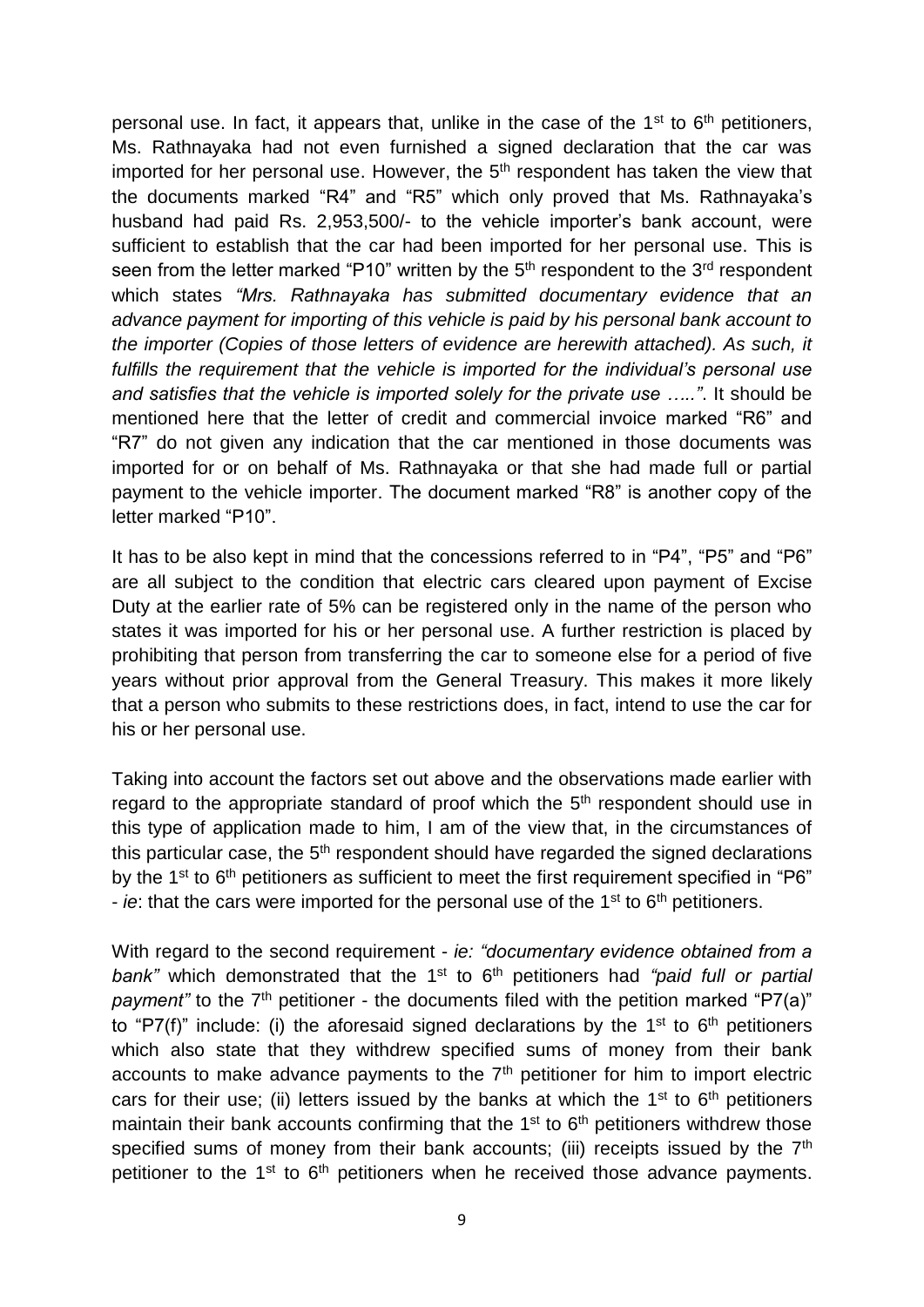personal use. In fact, it appears that, unlike in the case of the 1st to 6th petitioners, Ms. Rathnayaka had not even furnished a signed declaration that the car was imported for her personal use. However, the 5th respondent has taken the view that the documents marked "R4" and "R5" which only proved that Ms. Rathnayaka's husband had paid Rs. 2,953,500/- to the vehicle importer's bank account, were sufficient to establish that the car had been imported for her personal use. This is seen from the letter marked "P10" written by the 5th respondent to the 3rd respondent which states *"Mrs. Rathnayaka has submitted documentary evidence that an advance payment for importing of this vehicle is paid by his personal bank account to the importer (Copies of those letters of evidence are herewith attached). As such, it fulfills the requirement that the vehicle is imported for the individual's personal use and satisfies that the vehicle is imported solely for the private use ….."*. It should be mentioned here that the letter of credit and commercial invoice marked "R6" and "R7" do not given any indication that the car mentioned in those documents was imported for or on behalf of Ms. Rathnayaka or that she had made full or partial payment to the vehicle importer. The document marked "R8" is another copy of the letter marked "P10".

It has to be also kept in mind that the concessions referred to in "P4", "P5" and "P6" are all subject to the condition that electric cars cleared upon payment of Excise Duty at the earlier rate of 5% can be registered only in the name of the person who states it was imported for his or her personal use. A further restriction is placed by prohibiting that person from transferring the car to someone else for a period of five years without prior approval from the General Treasury. This makes it more likely that a person who submits to these restrictions does, in fact, intend to use the car for his or her personal use.

Taking into account the factors set out above and the observations made earlier with regard to the appropriate standard of proof which the 5th respondent should use in this type of application made to him, I am of the view that, in the circumstances of this particular case, the 5th respondent should have regarded the signed declarations by the 1st to 6th petitioners as sufficient to meet the first requirement specified in "P6" - *ie*: that the cars were imported for the personal use of the 1st to 6th petitioners.

With regard to the second requirement - *ie: "documentary evidence obtained from a bank"* which demonstrated that the 1st to 6th petitioners had *"paid full or partial payment"* to the 7th petitioner - the documents filed with the petition marked "P7(a)" to "P7(f)" include: (i) the aforesaid signed declarations by the 1st to 6th petitioners which also state that they withdrew specified sums of money from their bank accounts to make advance payments to the 7th petitioner for him to import electric cars for their use; (ii) letters issued by the banks at which the 1st to 6th petitioners maintain their bank accounts confirming that the 1st to 6th petitioners withdrew those specified sums of money from their bank accounts; (iii) receipts issued by the 7th petitioner to the 1st to 6th petitioners when he received those advance payments.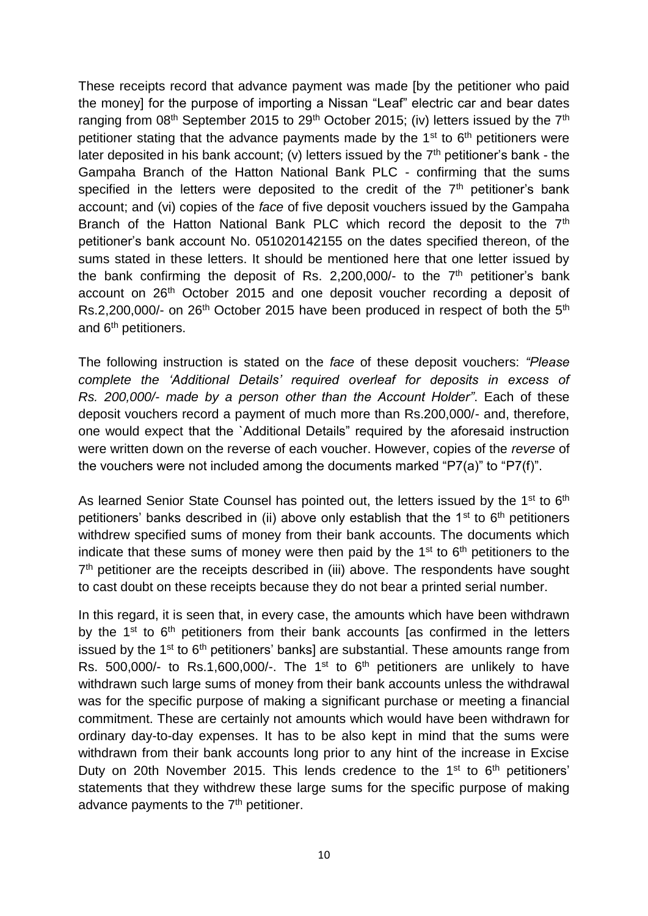These receipts record that advance payment was made [by the petitioner who paid the money] for the purpose of importing a Nissan "Leaf" electric car and bear dates ranging from 08th September 2015 to 29th October 2015; (iv) letters issued by the 7th petitioner stating that the advance payments made by the 1st to 6th petitioners were later deposited in his bank account; (v) letters issued by the 7th petitioner's bank - the Gampaha Branch of the Hatton National Bank PLC - confirming that the sums specified in the letters were deposited to the credit of the 7th petitioner's bank account; and (vi) copies of the *face* of five deposit vouchers issued by the Gampaha Branch of the Hatton National Bank PLC which record the deposit to the 7th petitioner's bank account No. 051020142155 on the dates specified thereon, of the sums stated in these letters. It should be mentioned here that one letter issued by the bank confirming the deposit of Rs. 2,200,000/- to the 7th petitioner's bank account on 26th October 2015 and one deposit voucher recording a deposit of Rs.2,200,000/- on 26th October 2015 have been produced in respect of both the 5th and 6th petitioners.

The following instruction is stated on the *face* of these deposit vouchers: *"Please complete the 'Additional Details' required overleaf for deposits in excess of Rs. 200,000/- made by a person other than the Account Holder"*. Each of these deposit vouchers record a payment of much more than Rs.200,000/- and, therefore, one would expect that the `Additional Details" required by the aforesaid instruction were written down on the reverse of each voucher. However, copies of the *reverse* of the vouchers were not included among the documents marked "P7(a)" to "P7(f)".

As learned Senior State Counsel has pointed out, the letters issued by the 1st to 6th petitioners' banks described in (ii) above only establish that the 1st to 6th petitioners withdrew specified sums of money from their bank accounts. The documents which indicate that these sums of money were then paid by the 1st to 6th petitioners to the 7th petitioner are the receipts described in (iii) above. The respondents have sought to cast doubt on these receipts because they do not bear a printed serial number.

In this regard, it is seen that, in every case, the amounts which have been withdrawn by the 1st to 6th petitioners from their bank accounts [as confirmed in the letters issued by the 1st to 6th petitioners' banks] are substantial. These amounts range from Rs. 500,000/- to Rs.1,600,000/-. The 1st to 6th petitioners are unlikely to have withdrawn such large sums of money from their bank accounts unless the withdrawal was for the specific purpose of making a significant purchase or meeting a financial commitment. These are certainly not amounts which would have been withdrawn for ordinary day-to-day expenses. It has to be also kept in mind that the sums were withdrawn from their bank accounts long prior to any hint of the increase in Excise Duty on 20th November 2015. This lends credence to the 1st to 6th petitioners' statements that they withdrew these large sums for the specific purpose of making advance payments to the 7th petitioner.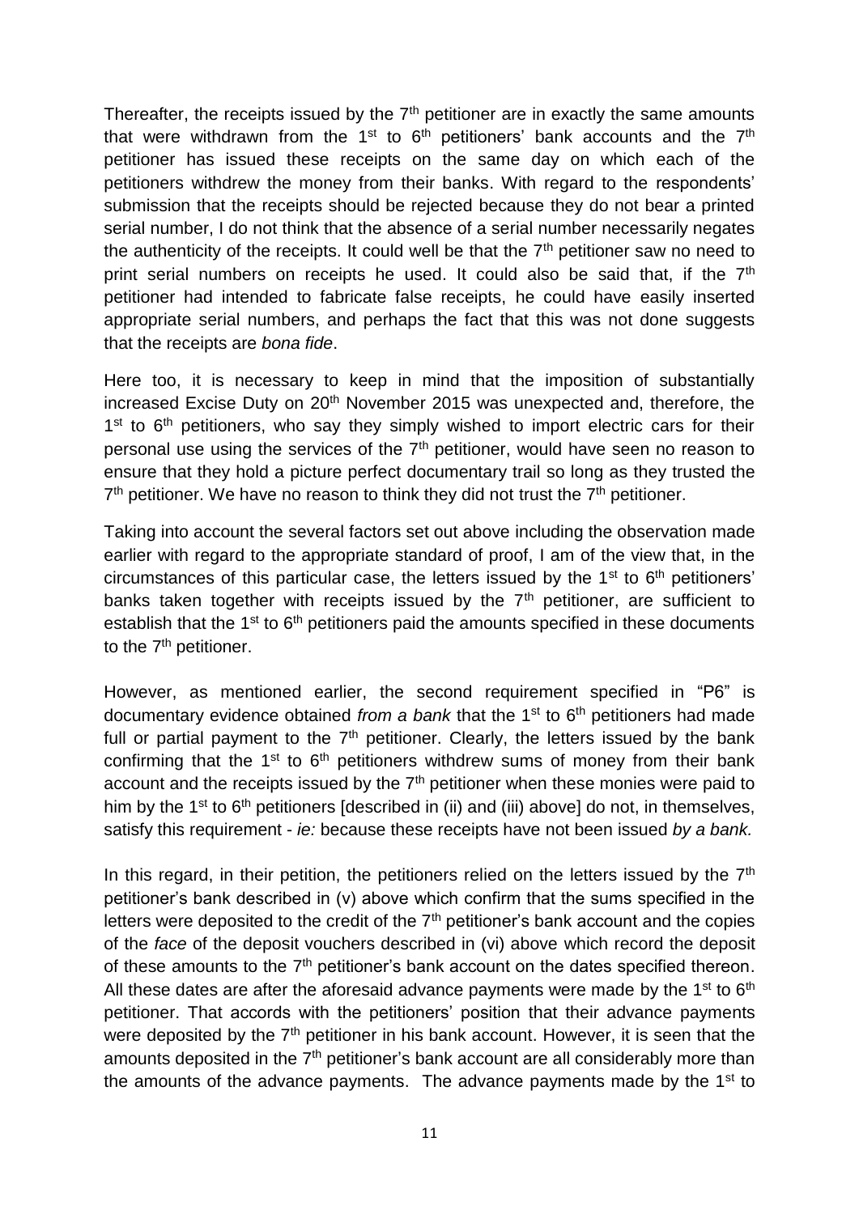Thereafter, the receipts issued by the 7th petitioner are in exactly the same amounts that were withdrawn from the 1st to 6th petitioners' bank accounts and the 7th petitioner has issued these receipts on the same day on which each of the petitioners withdrew the money from their banks. With regard to the respondents' submission that the receipts should be rejected because they do not bear a printed serial number, I do not think that the absence of a serial number necessarily negates the authenticity of the receipts. It could well be that the 7th petitioner saw no need to print serial numbers on receipts he used. It could also be said that, if the 7th petitioner had intended to fabricate false receipts, he could have easily inserted appropriate serial numbers, and perhaps the fact that this was not done suggests that the receipts are *bona fide*.

Here too, it is necessary to keep in mind that the imposition of substantially increased Excise Duty on 20th November 2015 was unexpected and, therefore, the 1st to 6th petitioners, who say they simply wished to import electric cars for their personal use using the services of the 7th petitioner, would have seen no reason to ensure that they hold a picture perfect documentary trail so long as they trusted the 7th petitioner. We have no reason to think they did not trust the 7th petitioner.

Taking into account the several factors set out above including the observation made earlier with regard to the appropriate standard of proof, I am of the view that, in the circumstances of this particular case, the letters issued by the 1st to 6th petitioners' banks taken together with receipts issued by the 7th petitioner, are sufficient to establish that the 1st to 6th petitioners paid the amounts specified in these documents to the 7th petitioner.

However, as mentioned earlier, the second requirement specified in "P6" is documentary evidence obtained *from a bank* that the 1st to 6th petitioners had made full or partial payment to the 7th petitioner. Clearly, the letters issued by the bank confirming that the 1st to 6th petitioners withdrew sums of money from their bank account and the receipts issued by the 7th petitioner when these monies were paid to him by the 1st to 6th petitioners [described in (ii) and (iii) above] do not, in themselves, satisfy this requirement - *ie:* because these receipts have not been issued *by a bank.*

In this regard, in their petition, the petitioners relied on the letters issued by the 7th petitioner's bank described in (v) above which confirm that the sums specified in the letters were deposited to the credit of the 7th petitioner's bank account and the copies of the *face* of the deposit vouchers described in (vi) above which record the deposit of these amounts to the 7th petitioner's bank account on the dates specified thereon. All these dates are after the aforesaid advance payments were made by the 1st to 6th petitioner. That accords with the petitioners' position that their advance payments were deposited by the 7th petitioner in his bank account. However, it is seen that the amounts deposited in the 7th petitioner's bank account are all considerably more than the amounts of the advance payments. The advance payments made by the 1st to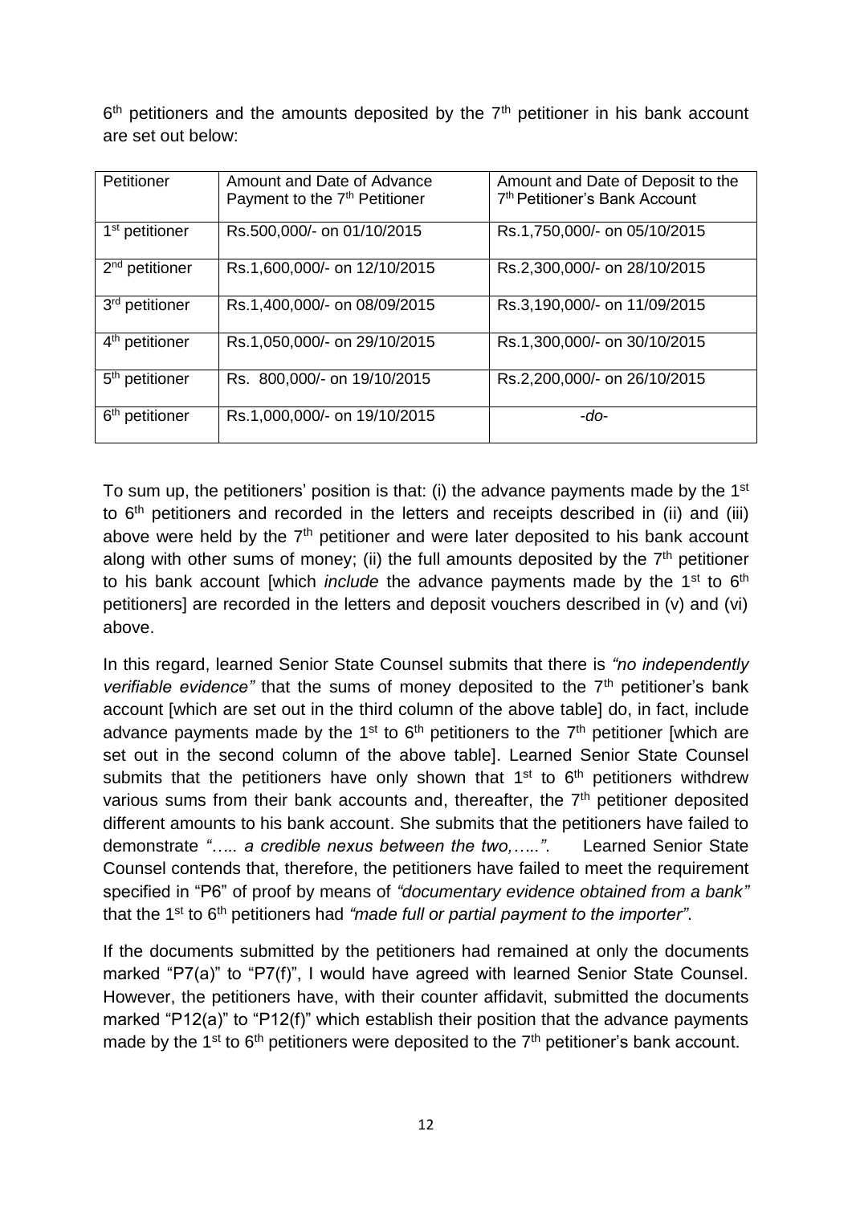6th petitioners and the amounts deposited by the 7th petitioner in his bank account are set out below:

| Petitioner | Amount and Date of Advance Payment to the 7th Petitioner | Amount and Date of Deposit to the 7th Petitioner's Bank Account |
|---|---|---|
| 1st petitioner | Rs.500,000/- on 01/10/2015 | Rs.1,750,000/- on 05/10/2015 |
| 2nd petitioner | Rs.1,600,000/- on 12/10/2015 | Rs.2,300,000/- on 28/10/2015 |
| 3rd petitioner | Rs.1,400,000/- on 08/09/2015 | Rs.3,190,000/- on 11/09/2015 |
| 4th petitioner | Rs.1,050,000/- on 29/10/2015 | Rs.1,300,000/- on 30/10/2015 |
| 5th petitioner | Rs. 800,000/- on 19/10/2015 | Rs.2,200,000/- on 26/10/2015 |
| 6th petitioner | Rs.1,000,000/- on 19/10/2015 | *-do-* |

To sum up, the petitioners' position is that: (i) the advance payments made by the 1st to 6th petitioners and recorded in the letters and receipts described in (ii) and (iii) above were held by the 7th petitioner and were later deposited to his bank account along with other sums of money; (ii) the full amounts deposited by the 7th petitioner to his bank account [which *include* the advance payments made by the 1st to 6th petitioners] are recorded in the letters and deposit vouchers described in (v) and (vi) above.

In this regard, learned Senior State Counsel submits that there is *"no independently verifiable evidence"* that the sums of money deposited to the 7th petitioner's bank account [which are set out in the third column of the above table] do, in fact, include advance payments made by the 1st to 6th petitioners to the 7th petitioner [which are set out in the second column of the above table]. Learned Senior State Counsel submits that the petitioners have only shown that 1st to 6th petitioners withdrew various sums from their bank accounts and, thereafter, the 7th petitioner deposited different amounts to his bank account. She submits that the petitioners have failed to demonstrate *"….. a credible nexus between the two,…..".* Learned Senior State Counsel contends that, therefore, the petitioners have failed to meet the requirement specified in "P6" of proof by means of *"documentary evidence obtained from a bank"* that the 1st to 6th petitioners had *"made full or partial payment to the importer"*.

If the documents submitted by the petitioners had remained at only the documents marked "P7(a)" to "P7(f)", I would have agreed with learned Senior State Counsel. However, the petitioners have, with their counter affidavit, submitted the documents marked "P12(a)" to "P12(f)" which establish their position that the advance payments made by the 1st to 6th petitioners were deposited to the 7th petitioner's bank account.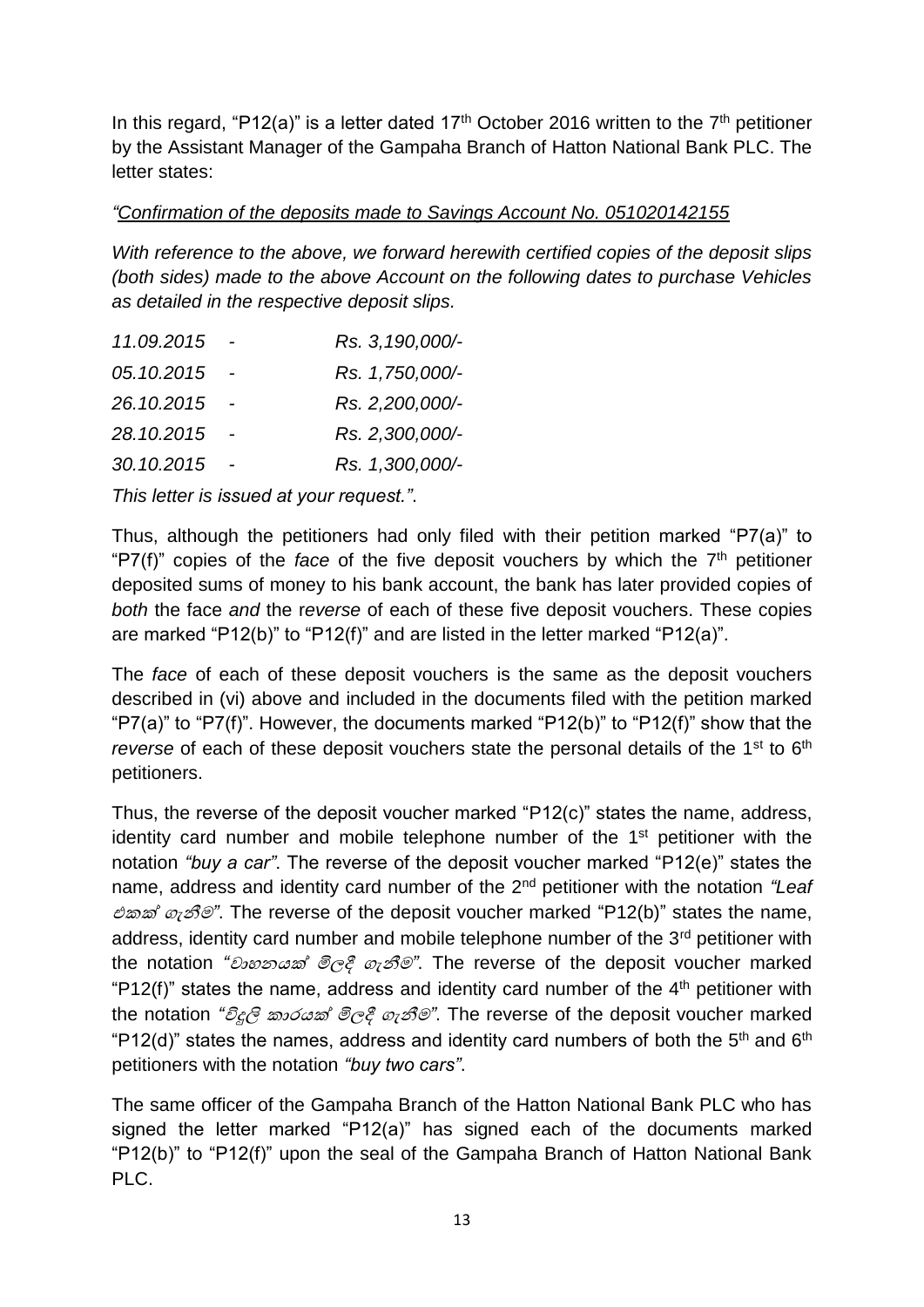In this regard, "P12(a)" is a letter dated 17th October 2016 written to the 7th petitioner by the Assistant Manager of the Gampaha Branch of Hatton National Bank PLC. The letter states:

*"<u>Confirmation of the deposits made to Savings Account No. 051020142155</u>*

*With reference to the above, we forward herewith certified copies of the deposit slips (both sides) made to the above Account on the following dates to purchase Vehicles as detailed in the respective deposit slips.*

| | | |
|---|---|---|
| *11.09.2015* | *-* | *Rs. 3,190,000/-* |
| *05.10.2015* | *-* | *Rs. 1,750,000/-* |
| *26.10.2015* | *-* | *Rs. 2,200,000/-* |
| *28.10.2015* | *-* | *Rs. 2,300,000/-* |
| *30.10.2015* | *-* | *Rs. 1,300,000/-* |

*This letter is issued at your request."*.

Thus, although the petitioners had only filed with their petition marked "P7(a)" to "P7(f)" copies of the *face* of the five deposit vouchers by which the 7th petitioner deposited sums of money to his bank account, the bank has later provided copies of *both* the face *and* the r*everse* of each of these five deposit vouchers. These copies are marked "P12(b)" to "P12(f)" and are listed in the letter marked "P12(a)".

The *face* of each of these deposit vouchers is the same as the deposit vouchers described in (vi) above and included in the documents filed with the petition marked "P7(a)" to "P7(f)". However, the documents marked "P12(b)" to "P12(f)" show that the *reverse* of each of these deposit vouchers state the personal details of the 1st to 6th petitioners.

Thus, the reverse of the deposit voucher marked "P12(c)" states the name, address, identity card number and mobile telephone number of the 1st petitioner with the notation *"buy a car"*. The reverse of the deposit voucher marked "P12(e)" states the name, address and identity card number of the 2nd petitioner with the notation *"Leaf එකක් ගැනීම"*. The reverse of the deposit voucher marked "P12(b)" states the name, address, identity card number and mobile telephone number of the 3rd petitioner with the notation *"වාහනයක් මිලදී ගැනීම"*. The reverse of the deposit voucher marked "P12(f)" states the name, address and identity card number of the 4th petitioner with the notation *"විදුලි කාරයක් මිලදී ගැනීම"*. The reverse of the deposit voucher marked "P12(d)" states the names, address and identity card numbers of both the 5th and 6th petitioners with the notation *"buy two cars"*.

The same officer of the Gampaha Branch of the Hatton National Bank PLC who has signed the letter marked "P12(a)" has signed each of the documents marked "P12(b)" to "P12(f)" upon the seal of the Gampaha Branch of Hatton National Bank PLC.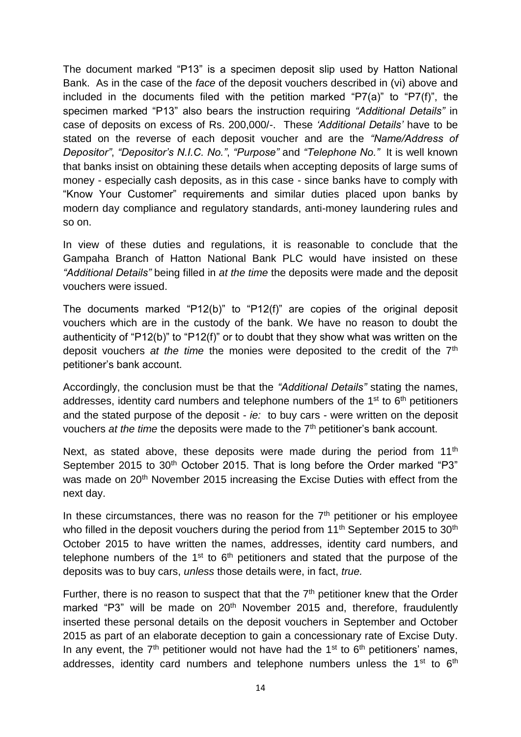The document marked "P13" is a specimen deposit slip used by Hatton National Bank. As in the case of the *face* of the deposit vouchers described in (vi) above and included in the documents filed with the petition marked "P7(a)" to "P7(f)", the specimen marked "P13" also bears the instruction requiring *"Additional Details"* in case of deposits on excess of Rs. 200,000/-. These *'Additional Details'* have to be stated on the reverse of each deposit voucher and are the *"Name/Address of Depositor"*, *"Depositor's N.I.C. No."*, *"Purpose"* and *"Telephone No."* It is well known that banks insist on obtaining these details when accepting deposits of large sums of money - especially cash deposits, as in this case - since banks have to comply with "Know Your Customer" requirements and similar duties placed upon banks by modern day compliance and regulatory standards, anti-money laundering rules and so on.

In view of these duties and regulations, it is reasonable to conclude that the Gampaha Branch of Hatton National Bank PLC would have insisted on these *"Additional Details"* being filled in *at the time* the deposits were made and the deposit vouchers were issued.

The documents marked "P12(b)" to "P12(f)" are copies of the original deposit vouchers which are in the custody of the bank. We have no reason to doubt the authenticity of "P12(b)" to "P12(f)" or to doubt that they show what was written on the deposit vouchers *at the time* the monies were deposited to the credit of the 7th petitioner's bank account.

Accordingly, the conclusion must be that the *"Additional Details"* stating the names, addresses, identity card numbers and telephone numbers of the 1st to 6th petitioners and the stated purpose of the deposit - *ie:* to buy cars - were written on the deposit vouchers *at the time* the deposits were made to the 7th petitioner's bank account.

Next, as stated above, these deposits were made during the period from 11th September 2015 to 30th October 2015. That is long before the Order marked "P3" was made on 20th November 2015 increasing the Excise Duties with effect from the next day.

In these circumstances, there was no reason for the 7th petitioner or his employee who filled in the deposit vouchers during the period from 11th September 2015 to 30th October 2015 to have written the names, addresses, identity card numbers, and telephone numbers of the 1st to 6th petitioners and stated that the purpose of the deposits was to buy cars, *unless* those details were, in fact, *true.*

Further, there is no reason to suspect that that the 7th petitioner knew that the Order marked "P3" will be made on 20th November 2015 and, therefore, fraudulently inserted these personal details on the deposit vouchers in September and October 2015 as part of an elaborate deception to gain a concessionary rate of Excise Duty. In any event, the 7th petitioner would not have had the 1st to 6th petitioners' names, addresses, identity card numbers and telephone numbers unless the 1st to 6th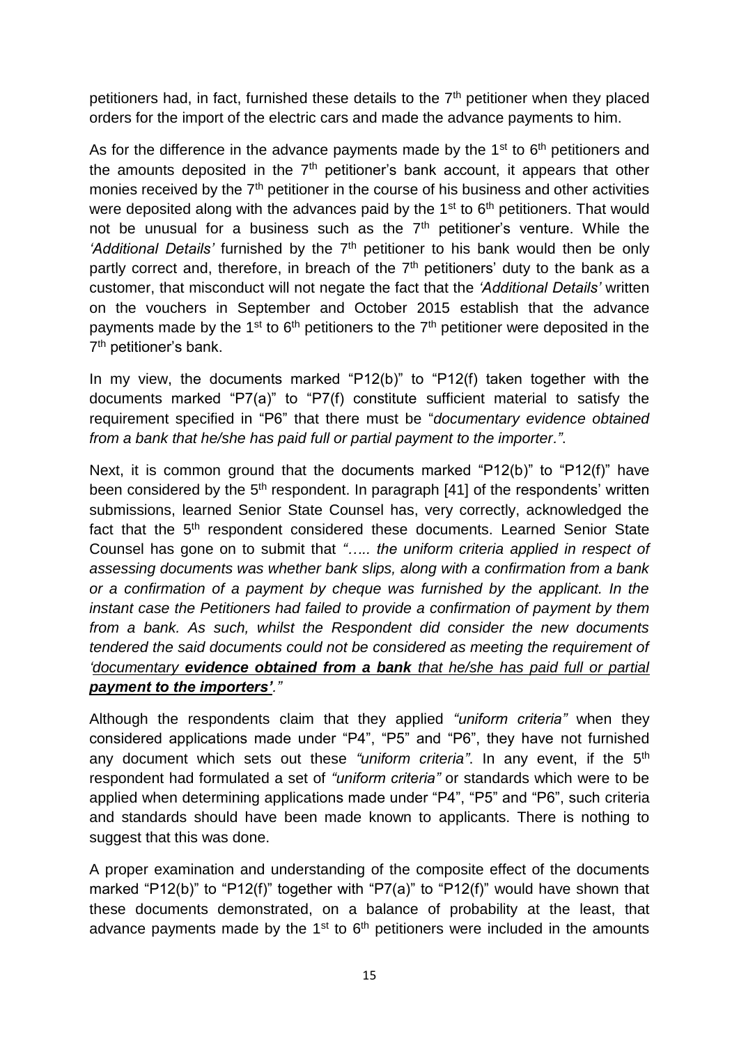petitioners had, in fact, furnished these details to the 7th petitioner when they placed orders for the import of the electric cars and made the advance payments to him.

As for the difference in the advance payments made by the 1st to 6th petitioners and the amounts deposited in the 7th petitioner's bank account, it appears that other monies received by the 7th petitioner in the course of his business and other activities were deposited along with the advances paid by the 1st to 6th petitioners. That would not be unusual for a business such as the 7th petitioner's venture. While the *'Additional Details'* furnished by the 7th petitioner to his bank would then be only partly correct and, therefore, in breach of the 7th petitioners' duty to the bank as a customer, that misconduct will not negate the fact that the *'Additional Details'* written on the vouchers in September and October 2015 establish that the advance payments made by the 1st to 6th petitioners to the 7th petitioner were deposited in the 7th petitioner's bank.

In my view, the documents marked "P12(b)" to "P12(f) taken together with the documents marked "P7(a)" to "P7(f) constitute sufficient material to satisfy the requirement specified in "P6" that there must be "*documentary evidence obtained from a bank that he/she has paid full or partial payment to the importer.".*

Next, it is common ground that the documents marked "P12(b)" to "P12(f)" have been considered by the 5th respondent. In paragraph [41] of the respondents' written submissions, learned Senior State Counsel has, very correctly, acknowledged the fact that the 5th respondent considered these documents. Learned Senior State Counsel has gone on to submit that *"….. the uniform criteria applied in respect of assessing documents was whether bank slips, along with a confirmation from a bank or a confirmation of a payment by cheque was furnished by the applicant. In the instant case the Petitioners had failed to provide a confirmation of payment by them from a bank. As such, whilst the Respondent did consider the new documents tendered the said documents could not be considered as meeting the requirement of 'documentary **evidence obtained from a bank** that he/she has paid full or partial **payment to the importers'**."*

Although the respondents claim that they applied *"uniform criteria"* when they considered applications made under "P4", "P5" and "P6", they have not furnished any document which sets out these *"uniform criteria"*. In any event, if the 5th respondent had formulated a set of *"uniform criteria"* or standards which were to be applied when determining applications made under "P4", "P5" and "P6", such criteria and standards should have been made known to applicants. There is nothing to suggest that this was done.

A proper examination and understanding of the composite effect of the documents marked "P12(b)" to "P12(f)" together with "P7(a)" to "P12(f)" would have shown that these documents demonstrated, on a balance of probability at the least, that advance payments made by the 1st to 6th petitioners were included in the amounts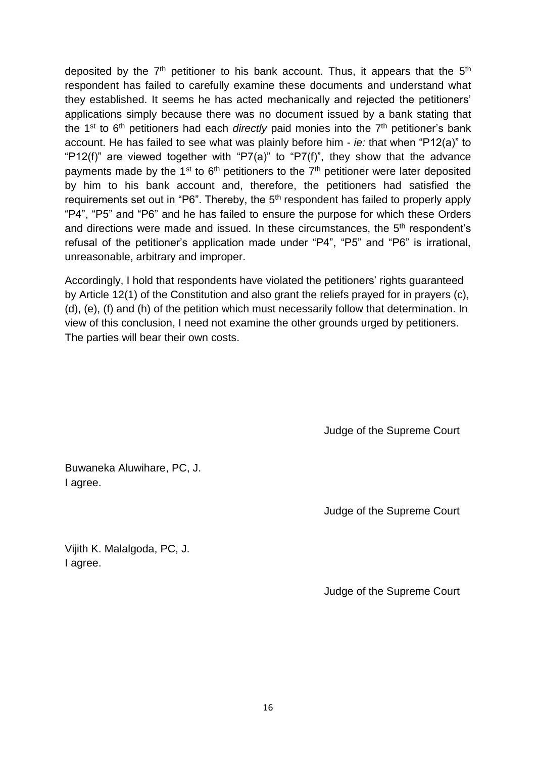deposited by the 7th petitioner to his bank account. Thus, it appears that the 5th respondent has failed to carefully examine these documents and understand what they established. It seems he has acted mechanically and rejected the petitioners' applications simply because there was no document issued by a bank stating that the 1st to 6th petitioners had each *directly* paid monies into the 7th petitioner's bank account. He has failed to see what was plainly before him - *ie:* that when "P12(a)" to "P12(f)" are viewed together with "P7(a)" to "P7(f)", they show that the advance payments made by the 1st to 6th petitioners to the 7th petitioner were later deposited by him to his bank account and, therefore, the petitioners had satisfied the requirements set out in "P6". Thereby, the 5th respondent has failed to properly apply "P4", "P5" and "P6" and he has failed to ensure the purpose for which these Orders and directions were made and issued. In these circumstances, the 5th respondent's refusal of the petitioner's application made under "P4", "P5" and "P6" is irrational, unreasonable, arbitrary and improper.

Accordingly, I hold that respondents have violated the petitioners' rights guaranteed by Article 12(1) of the Constitution and also grant the reliefs prayed for in prayers (c), (d), (e), (f) and (h) of the petition which must necessarily follow that determination. In view of this conclusion, I need not examine the other grounds urged by petitioners. The parties will bear their own costs.

Judge of the Supreme Court

Buwaneka Aluwihare, PC, J.
I agree.

Judge of the Supreme Court

Vijith K. Malalgoda, PC, J.
I agree.

Judge of the Supreme Court